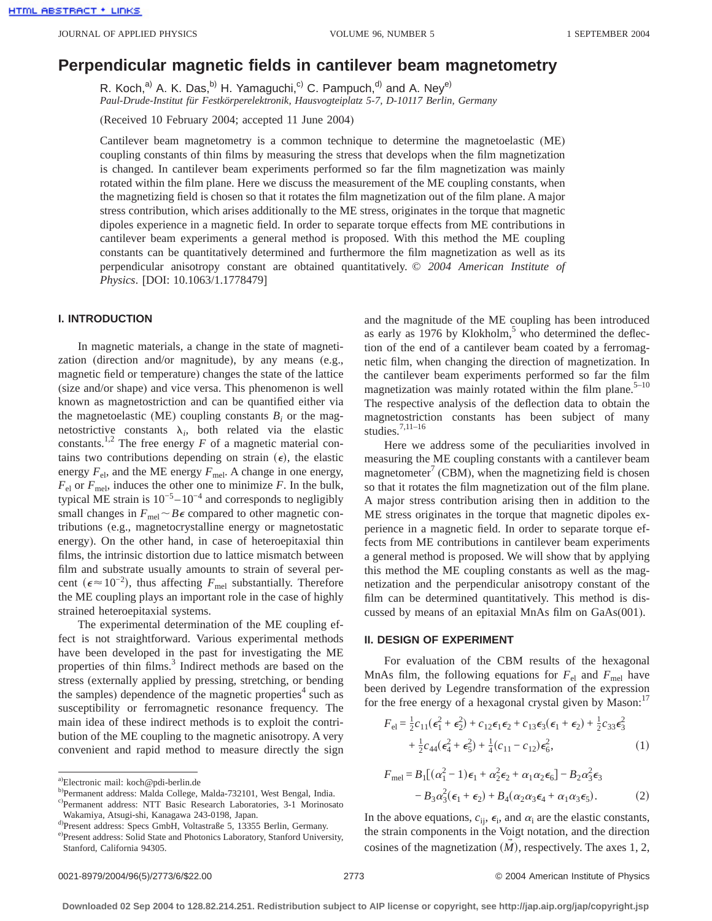# Perpendicular magnetic fields in cantilever beam magnetometry

R. Koch,[a] A. K. Das,[b] H. Yamaguchi,[c] C. Pampuch,[d] and A. Ney[e]

*Paul-Drude-Institut für Festkörperelektronik, Hausvogteiplatz 5-7, D-10117 Berlin, Germany*

(Received 10 February 2004; accepted 11 June 2004)

Cantilever beam magnetometry is a common technique to determine the magnetoelastic (ME) coupling constants of thin films by measuring the stress that develops when the film magnetization is changed. In cantilever beam experiments performed so far the film magnetization was mainly rotated within the film plane. Here we discuss the measurement of the ME coupling constants, when the magnetizing field is chosen so that it rotates the film magnetization out of the film plane. A major stress contribution, which arises additionally to the ME stress, originates in the torque that magnetic dipoles experience in a magnetic field. In order to separate torque effects from ME contributions in cantilever beam experiments a general method is proposed. With this method the ME coupling constants can be quantitatively determined and furthermore the film magnetization as well as its perpendicular anisotropy constant are obtained quantitatively. © *2004 American Institute of Physics*. [DOI: 10.1063/1.1778479]

## I. INTRODUCTION

In magnetic materials, a change in the state of magnetization (direction and/or magnitude), by any means (e.g., magnetic field or temperature) changes the state of the lattice (size and/or shape) and vice versa. This phenomenon is well known as magnetostriction and can be quantified either via the magnetoelastic (ME) coupling constants $B_i$ or the magnetostrictive constants $\lambda_i$, both related via the elastic constants.[1,2] The free energy $F$ of a magnetic material contains two contributions depending on strain ($\epsilon$), the elastic energy $F_{\mathrm{el}}$, and the ME energy $F_{\mathrm{mel}}$. A change in one energy, $F_{\mathrm{el}}$ or $F_{\mathrm{mel}}$, induces the other one to minimize $F$. In the bulk, typical ME strain is $10^{-5}$–$10^{-4}$ and corresponds to negligibly small changes in $F_{\mathrm{mel}} \sim B\epsilon$ compared to other magnetic contributions (e.g., magnetocrystalline energy or magnetostatic energy). On the other hand, in case of heteroepitaxial thin films, the intrinsic distortion due to lattice mismatch between film and substrate usually amounts to strain of several percent ($\epsilon \approx 10^{-2}$), thus affecting $F_{\mathrm{mel}}$ substantially. Therefore the ME coupling plays an important role in the case of highly strained heteroepitaxial systems.

The experimental determination of the ME coupling effect is not straightforward. Various experimental methods have been developed in the past for investigating the ME properties of thin films.[3] Indirect methods are based on the stress (externally applied by pressing, stretching, or bending the samples) dependence of the magnetic properties[4] such as susceptibility or ferromagnetic resonance frequency. The main idea of these indirect methods is to exploit the contribution of the ME coupling to the magnetic anisotropy. A very convenient and rapid method to measure directly the sign and the magnitude of the ME coupling has been introduced as early as 1976 by Klokholm,[5] who determined the deflection of the end of a cantilever beam coated by a ferromagnetic film, when changing the direction of magnetization. In the cantilever beam experiments performed so far the film magnetization was mainly rotated within the film plane.[5–10] The respective analysis of the deflection data to obtain the magnetostriction constants has been subject of many studies.[7,11–16]

Here we address some of the peculiarities involved in measuring the ME coupling constants with a cantilever beam magnetometer[7] (CBM), when the magnetizing field is chosen so that it rotates the film magnetization out of the film plane. A major stress contribution arising then in addition to the ME stress originates in the torque that magnetic dipoles experience in a magnetic field. In order to separate torque effects from ME contributions in cantilever beam experiments a general method is proposed. We will show that by applying this method the ME coupling constants as well as the magnetization and the perpendicular anisotropy constant of the film can be determined quantitatively. This method is discussed by means of an epitaxial MnAs film on GaAs(001).

## II. DESIGN OF EXPERIMENT

For evaluation of the CBM results of the hexagonal MnAs film, the following equations for $F_{\mathrm{el}}$ and $F_{\mathrm{mel}}$ have been derived by Legendre transformation of the expression for the free energy of a hexagonal crystal given by Mason:[17]

$$F_{\mathrm{el}} = \tfrac{1}{2}c_{11}(\epsilon_1^2+\epsilon_2^2) + c_{12}\epsilon_1\epsilon_2 + c_{13}\epsilon_3(\epsilon_1+\epsilon_2) + \tfrac{1}{2}c_{33}\epsilon_3^2 + \tfrac{1}{2}c_{44}(\epsilon_4^2+\epsilon_5^2) + \tfrac{1}{4}(c_{11}-c_{12})\epsilon_6^2, \quad (1)$$

$$F_{\mathrm{mel}} = B_1[(\alpha_1^2-1)\epsilon_1 + \alpha_2^2\epsilon_2 + \alpha_1\alpha_2\epsilon_6] - B_2\alpha_3^2\epsilon_3 - B_3\alpha_3^2(\epsilon_1+\epsilon_2) + B_4(\alpha_2\alpha_3\epsilon_4 + \alpha_1\alpha_3\epsilon_5). \quad (2)$$

In the above equations, $c_{ij}$, $\epsilon_i$, and $\alpha_i$ are the elastic constants, the strain components in the Voigt notation, and the direction cosines of the magnetization ($\vec{M}$), respectively. The axes 1, 2,

---

[a] Electronic mail: koch@pdi-berlin.de

[b] Permanent address: Malda College, Malda-732101, West Bengal, India.

[c] Permanent address: NTT Basic Research Laboratories, 3-1 Morinosato Wakamiya, Atsugi-shi, Kanagawa 243-0198, Japan.

[d] Present address: Specs GmbH, Voltastraße 5, 13355 Berlin, Germany.

[e] Present address: Solid State and Photonics Laboratory, Stanford University, Stanford, California 94305.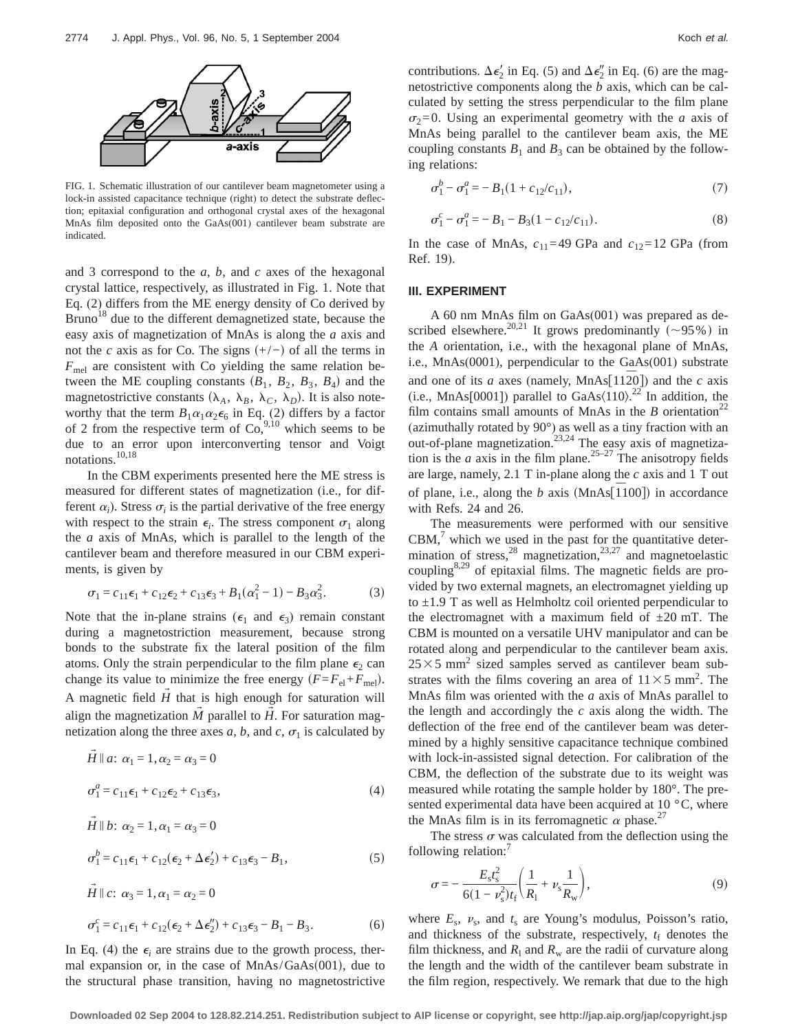FIG. 1. Schematic illustration of our cantilever beam magnetometer using a lock-in assisted capacitance technique (right) to detect the substrate deflection; epitaxial configuration and orthogonal crystal axes of the hexagonal MnAs film deposited onto the GaAs(001) cantilever beam substrate are indicated.

and 3 correspond to the *a*, *b*, and *c* axes of the hexagonal crystal lattice, respectively, as illustrated in Fig. 1. Note that Eq. (2) differs from the ME energy density of Co derived by Bruno[18] due to the different demagnetized state, because the easy axis of magnetization of MnAs is along the *a* axis and not the *c* axis as for Co. The signs (+/−) of all the terms in $F_{\mathrm{mel}}$ are consistent with Co yielding the same relation between the ME coupling constants ($B_1$, $B_2$, $B_3$, $B_4$) and the magnetostrictive constants ($\lambda_A$, $\lambda_B$, $\lambda_C$, $\lambda_D$). It is also noteworthy that the term $B_1\alpha_1\alpha_2\epsilon_6$ in Eq. (2) differs by a factor of 2 from the respective term of Co,[9,10] which seems to be due to an error upon interconverting tensor and Voigt notations.[10,18]

In the CBM experiments presented here the ME stress is measured for different states of magnetization (i.e., for different $\alpha_i$). Stress $\sigma_i$ is the partial derivative of the free energy with respect to the strain $\epsilon_i$. The stress component $\sigma_1$ along the *a* axis of MnAs, which is parallel to the length of the cantilever beam and therefore measured in our CBM experiments, is given by

$$\sigma_1 = c_{11}\epsilon_1 + c_{12}\epsilon_2 + c_{13}\epsilon_3 + B_1(\alpha_1^2 - 1) - B_3\alpha_3^2. \quad (3)$$

Note that the in-plane strains ($\epsilon_1$ and $\epsilon_3$) remain constant during a magnetostriction measurement, because strong bonds to the substrate fix the lateral position of the film atoms. Only the strain perpendicular to the film plane $\epsilon_2$ can change its value to minimize the free energy ($F = F_{\mathrm{el}} + F_{\mathrm{mel}}$). A magnetic field $\vec{H}$ that is high enough for saturation will align the magnetization $\vec{M}$ parallel to $\vec{H}$. For saturation magnetization along the three axes *a*, *b*, and *c*, $\sigma_1$ is calculated by

$$\vec{H} \parallel a: \ \alpha_1 = 1, \alpha_2 = \alpha_3 = 0$$

$$\sigma_1^a = c_{11}\epsilon_1 + c_{12}\epsilon_2 + c_{13}\epsilon_3, \quad (4)$$

$$\vec{H} \parallel b: \ \alpha_2 = 1, \alpha_1 = \alpha_3 = 0$$

$$\sigma_1^b = c_{11}\epsilon_1 + c_{12}(\epsilon_2 + \Delta\epsilon_2') + c_{13}\epsilon_3 - B_1, \quad (5)$$

$$\vec{H} \parallel c: \ \alpha_3 = 1, \alpha_1 = \alpha_2 = 0$$

$$\sigma_1^c = c_{11}\epsilon_1 + c_{12}(\epsilon_2 + \Delta\epsilon_2'') + c_{13}\epsilon_3 - B_1 - B_3. \quad (6)$$

In Eq. (4) the $\epsilon_i$ are strains due to the growth process, thermal expansion or, in the case of MnAs/GaAs(001), due to the structural phase transition, having no magnetostrictive contributions. $\Delta\epsilon_2'$ in Eq. (5) and $\Delta\epsilon_2''$ in Eq. (6) are the magnetostrictive components along the *b* axis, which can be calculated by setting the stress perpendicular to the film plane $\sigma_2 = 0$. Using an experimental geometry with the *a* axis of MnAs being parallel to the cantilever beam axis, the ME coupling constants $B_1$ and $B_3$ can be obtained by the following relations:

$$\sigma_1^b - \sigma_1^a = -B_1(1 + c_{12}/c_{11}), \quad (7)$$

$$\sigma_1^c - \sigma_1^a = -B_1 - B_3(1 - c_{12}/c_{11}). \quad (8)$$

In the case of MnAs, $c_{11} = 49$ GPa and $c_{12} = 12$ GPa (from Ref. 19).

## III. EXPERIMENT

A 60 nm MnAs film on GaAs(001) was prepared as described elsewhere.[20,21] It grows predominantly (~95%) in the *A* orientation, i.e., with the hexagonal plane of MnAs, i.e., MnAs(0001), perpendicular to the GaAs(001) substrate and one of its *a* axes (namely, MnAs$[11\bar{2}0]$) and the *c* axis (i.e., MnAs[0001]) parallel to GaAs⟨110⟩.[22] In addition, the film contains small amounts of MnAs in the *B* orientation[22] (azimuthally rotated by 90°) as well as a tiny fraction with an out-of-plane magnetization.[23,24] The easy axis of magnetization is the *a* axis in the film plane.[25–27] The anisotropy fields are large, namely, 2.1 T in-plane along the *c* axis and 1 T out of plane, i.e., along the *b* axis (MnAs$[\bar{1}100]$) in accordance with Refs. 24 and 26.

The measurements were performed with our sensitive CBM,[7] which we used in the past for the quantitative determination of stress,[28] magnetization,[23,27] and magnetoelastic coupling[8,29] of epitaxial films. The magnetic fields are provided by two external magnets, an electromagnet yielding up to ±1.9 T as well as Helmholtz coil oriented perpendicular to the electromagnet with a maximum field of ±20 mT. The CBM is mounted on a versatile UHV manipulator and can be rotated along and perpendicular to the cantilever beam axis. $25 \times 5$ mm$^2$ sized samples served as cantilever beam substrates with the films covering an area of $11 \times 5$ mm$^2$. The MnAs film was oriented with the *a* axis of MnAs parallel to the length and accordingly the *c* axis along the width. The deflection of the free end of the cantilever beam was determined by a highly sensitive capacitance technique combined with lock-in-assisted signal detection. For calibration of the CBM, the deflection of the substrate due to its weight was measured while rotating the sample holder by 180°. The presented experimental data have been acquired at 10 °C, where the MnAs film is in its ferromagnetic $\alpha$ phase.[27]

The stress $\sigma$ was calculated from the deflection using the following relation:[7]

$$\sigma = -\frac{E_s t_s^2}{6(1-\nu_s^2)t_f}\left(\frac{1}{R_l} + \nu_s\frac{1}{R_w}\right), \quad (9)$$

where $E_s$, $\nu_s$, and $t_s$ are Young's modulus, Poisson's ratio, and thickness of the substrate, respectively, $t_f$ denotes the film thickness, and $R_l$ and $R_w$ are the radii of curvature along the length and the width of the cantilever beam substrate in the film region, respectively. We remark that due to the high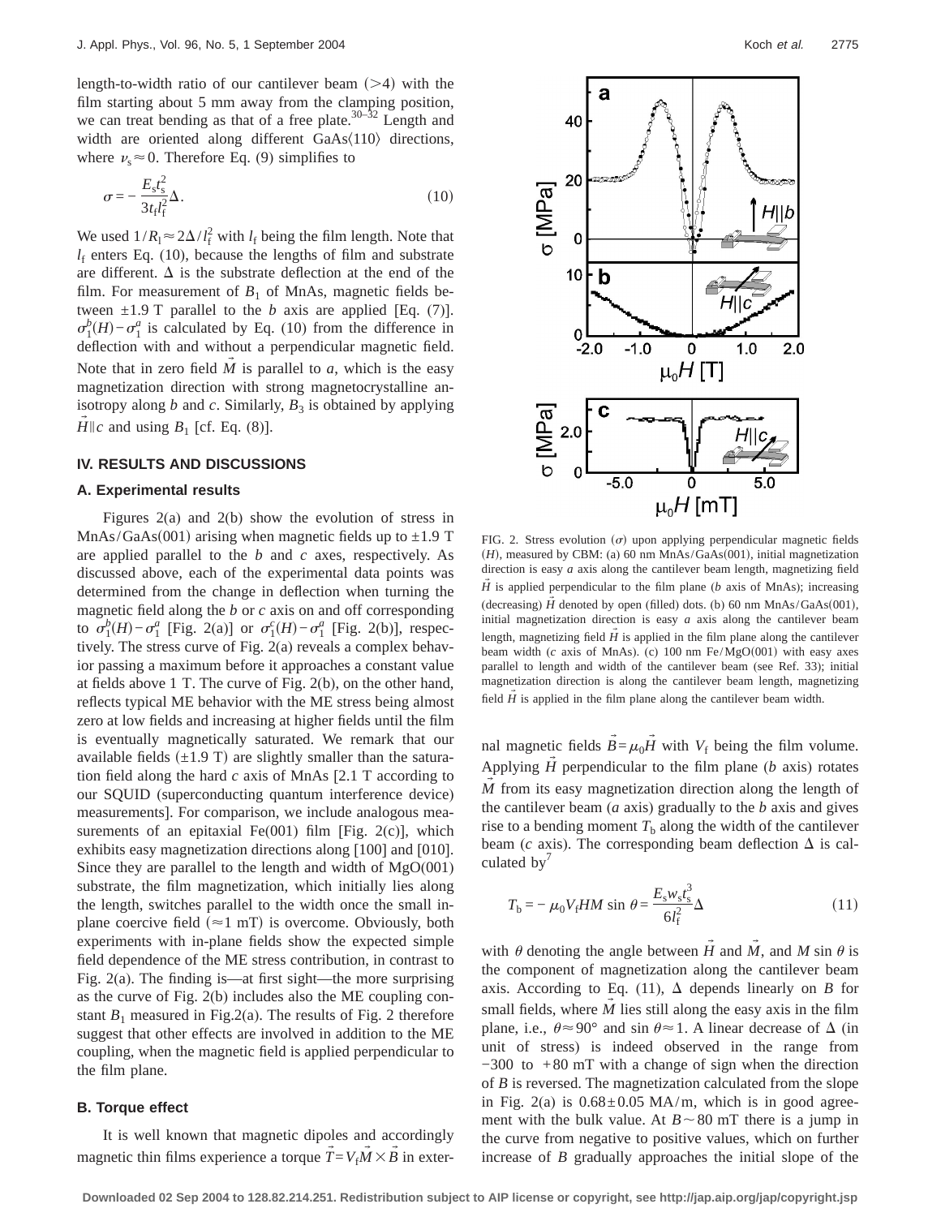length-to-width ratio of our cantilever beam (>4) with the film starting about 5 mm away from the clamping position, we can treat bending as that of a free plate.[30–32] Length and width are oriented along different GaAs⟨110⟩ directions, where $\nu_s \approx 0$. Therefore Eq. (9) simplifies to

$$\sigma = -\frac{E_s t_s^2}{3 t_f l_f^2}\Delta. \tag{10}$$

We used $1/R_l \approx 2\Delta / l_f^2$ with $l_f$ being the film length. Note that $l_f$ enters Eq. (10), because the lengths of film and substrate are different. $\Delta$ is the substrate deflection at the end of the film. For measurement of $B_1$ of MnAs, magnetic fields between ±1.9 T parallel to the $b$ axis are applied [Eq. (7)]. $\sigma_1^b(H) - \sigma_1^a$ is calculated by Eq. (10) from the difference in deflection with and without a perpendicular magnetic field. Note that in zero field $\vec{M}$ is parallel to $a$, which is the easy magnetization direction with strong magnetocrystalline anisotropy along $b$ and $c$. Similarly, $B_3$ is obtained by applying $\vec{H} \parallel c$ and using $B_1$ [cf. Eq. (8)].

## IV. RESULTS AND DISCUSSIONS

### A. Experimental results

Figures 2(a) and 2(b) show the evolution of stress in MnAs/GaAs(001) arising when magnetic fields up to ±1.9 T are applied parallel to the $b$ and $c$ axes, respectively. As discussed above, each of the experimental data points was determined from the change in deflection when turning the magnetic field along the $b$ or $c$ axis on and off corresponding to $\sigma_1^b(H) - \sigma_1^a$ [Fig. 2(a)] or $\sigma_1^c(H) - \sigma_1^a$ [Fig. 2(b)], respectively. The stress curve of Fig. 2(a) reveals a complex behavior passing a maximum before it approaches a constant value at fields above 1 T. The curve of Fig. 2(b), on the other hand, reflects typical ME behavior with the ME stress being almost zero at low fields and increasing at higher fields until the film is eventually magnetically saturated. We remark that our available fields (±1.9 T) are slightly smaller than the saturation field along the hard $c$ axis of MnAs [2.1 T according to our SQUID (superconducting quantum interference device) measurements]. For comparison, we include analogous measurements of an epitaxial Fe(001) film [Fig. 2(c)], which exhibits easy magnetization directions along [100] and [010]. Since they are parallel to the length and width of MgO(001) substrate, the film magnetization, which initially lies along the length, switches parallel to the width once the small in-plane coercive field (≈1 mT) is overcome. Obviously, both experiments with in-plane fields show the expected simple field dependence of the ME stress contribution, in contrast to Fig. 2(a). The finding is—at first sight—the more surprising as the curve of Fig. 2(b) includes also the ME coupling constant $B_1$ measured in Fig.2(a). The results of Fig. 2 therefore suggest that other effects are involved in addition to the ME coupling, when the magnetic field is applied perpendicular to the film plane.

### B. Torque effect

It is well known that magnetic dipoles and accordingly magnetic thin films experience a torque $\vec{T} = V_f \vec{M} \times \vec{B}$ in external magnetic fields $\vec{B} = \mu_0 \vec{H}$ with $V_f$ being the film volume. Applying $\vec{H}$ perpendicular to the film plane ($b$ axis) rotates $\vec{M}$ from its easy magnetization direction along the length of the cantilever beam ($a$ axis) gradually to the $b$ axis and gives rise to a bending moment $T_b$ along the width of the cantilever beam ($c$ axis). The corresponding beam deflection $\Delta$ is calculated by[7]

$$T_b = -\mu_0 V_f H M \sin\theta = \frac{E_s w_s t_s^3}{6 l_f^2}\Delta \tag{11}$$

with $\theta$ denoting the angle between $\vec{H}$ and $\vec{M}$, and $M \sin\theta$ is the component of magnetization along the cantilever beam axis. According to Eq. (11), $\Delta$ depends linearly on $B$ for small fields, where $\vec{M}$ lies still along the easy axis in the film plane, i.e., $\theta \approx 90°$ and $\sin\theta \approx 1$. A linear decrease of $\Delta$ (in unit of stress) is indeed observed in the range from −300 to +80 mT with a change of sign when the direction of $B$ is reversed. The magnetization calculated from the slope in Fig. 2(a) is $0.68 \pm 0.05$ MA/m, which is in good agreement with the bulk value. At $B \sim 80$ mT there is a jump in the curve from negative to positive values, which on further increase of $B$ gradually approaches the initial slope of the

FIG. 2. Stress evolution ($\sigma$) upon applying perpendicular magnetic fields ($H$), measured by CBM: (a) 60 nm MnAs/GaAs(001), initial magnetization direction is easy $a$ axis along the cantilever beam length, magnetizing field $\vec{H}$ is applied perpendicular to the film plane ($b$ axis of MnAs); increasing (decreasing) $\vec{H}$ denoted by open (filled) dots. (b) 60 nm MnAs/GaAs(001), initial magnetization direction is easy $a$ axis along the cantilever beam length, magnetizing field $\vec{H}$ is applied in the film plane along the cantilever beam width ($c$ axis of MnAs). (c) 100 nm Fe/MgO(001) with easy axes parallel to length and width of the cantilever beam (see Ref. 33); initial magnetization direction is along the cantilever beam length, magnetizing field $\vec{H}$ is applied in the film plane along the cantilever beam width.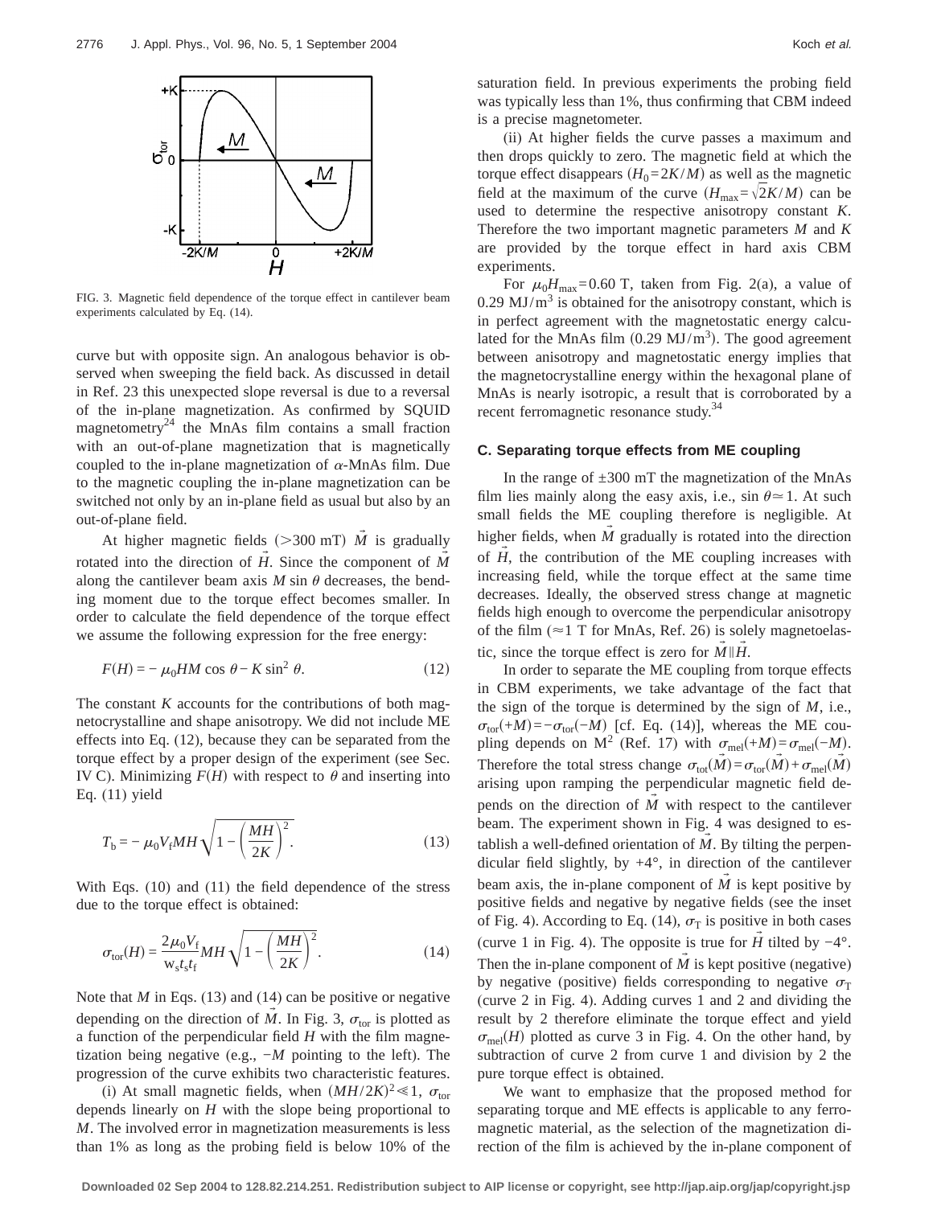FIG. 3. Magnetic field dependence of the torque effect in cantilever beam experiments calculated by Eq. (14).

curve but with opposite sign. An analogous behavior is observed when sweeping the field back. As discussed in detail in Ref. 23 this unexpected slope reversal is due to a reversal of the in-plane magnetization. As confirmed by SQUID magnetometry[24] the MnAs film contains a small fraction with an out-of-plane magnetization that is magnetically coupled to the in-plane magnetization of $\alpha$-MnAs film. Due to the magnetic coupling the in-plane magnetization can be switched not only by an in-plane field as usual but also by an out-of-plane field.

At higher magnetic fields ($>300$ mT) $\vec{M}$ is gradually rotated into the direction of $\vec{H}$. Since the component of $\vec{M}$ along the cantilever beam axis $M \sin\theta$ decreases, the bending moment due to the torque effect becomes smaller. In order to calculate the field dependence of the torque effect we assume the following expression for the free energy:

$$F(H) = -\mu_0 HM \cos\theta - K \sin^2\theta. \tag{12}$$

The constant $K$ accounts for the contributions of both magnetocrystalline and shape anisotropy. We did not include ME effects into Eq. (12), because they can be separated from the torque effect by a proper design of the experiment (see Sec. IV C). Minimizing $F(H)$ with respect to $\theta$ and inserting into Eq. (11) yield

$$T_b = -\mu_0 V_f MH \sqrt{1-\left(\frac{MH}{2K}\right)^2}. \tag{13}$$

With Eqs. (10) and (11) the field dependence of the stress due to the torque effect is obtained:

$$\sigma_{tor}(H) = \frac{2\mu_0 V_f}{w_s t_s t_f} MH \sqrt{1-\left(\frac{MH}{2K}\right)^2}. \tag{14}$$

Note that $M$ in Eqs. (13) and (14) can be positive or negative depending on the direction of $\vec{M}$. In Fig. 3, $\sigma_{tor}$ is plotted as a function of the perpendicular field $H$ with the film magnetization being negative (e.g., $-M$ pointing to the left). The progression of the curve exhibits two characteristic features.

(i) At small magnetic fields, when $(MH/2K)^2 \ll 1$, $\sigma_{tor}$ depends linearly on $H$ with the slope being proportional to $M$. The involved error in magnetization measurements is less than 1% as long as the probing field is below 10% of the saturation field. In previous experiments the probing field was typically less than 1%, thus confirming that CBM indeed is a precise magnetometer.

(ii) At higher fields the curve passes a maximum and then drops quickly to zero. The magnetic field at which the torque effect disappears $(H_0 = 2K/M)$ as well as the magnetic field at the maximum of the curve $(H_{max} = \sqrt{2}K/M)$ can be used to determine the respective anisotropy constant $K$. Therefore the two important magnetic parameters $M$ and $K$ are provided by the torque effect in hard axis CBM experiments.

For $\mu_0 H_{max} = 0.60$ T, taken from Fig. 2(a), a value of $0.29\ \mathrm{MJ/m^3}$ is obtained for the anisotropy constant, which is in perfect agreement with the magnetostatic energy calculated for the MnAs film ($0.29\ \mathrm{MJ/m^3}$). The good agreement between anisotropy and magnetostatic energy implies that the magnetocrystalline energy within the hexagonal plane of MnAs is nearly isotropic, a result that is corroborated by a recent ferromagnetic resonance study.[34]

### C. Separating torque effects from ME coupling

In the range of $\pm 300$ mT the magnetization of the MnAs film lies mainly along the easy axis, i.e., $\sin\theta \simeq 1$. At such small fields the ME coupling therefore is negligible. At higher fields, when $\vec{M}$ gradually is rotated into the direction of $\vec{H}$, the contribution of the ME coupling increases with increasing field, while the torque effect at the same time decreases. Ideally, the observed stress change at magnetic fields high enough to overcome the perpendicular anisotropy of the film ($\approx 1$ T for MnAs, Ref. 26) is solely magnetoelastic, since the torque effect is zero for $\vec{M} \| \vec{H}$.

In order to separate the ME coupling from torque effects in CBM experiments, we take advantage of the fact that the sign of the torque is determined by the sign of $M$, i.e., $\sigma_{tor}(+M) = -\sigma_{tor}(-M)$ [cf. Eq. (14)], whereas the ME coupling depends on $M^2$ (Ref. 17) with $\sigma_{mel}(+M) = \sigma_{mel}(-M)$. Therefore the total stress change $\sigma_{tot}(\vec{M}) = \sigma_{tor}(\vec{M}) + \sigma_{mel}(\vec{M})$ arising upon ramping the perpendicular magnetic field depends on the direction of $\vec{M}$ with respect to the cantilever beam. The experiment shown in Fig. 4 was designed to establish a well-defined orientation of $\vec{M}$. By tilting the perpendicular field slightly, by $+4°$, in direction of the cantilever beam axis, the in-plane component of $\vec{M}$ is kept positive by positive fields and negative by negative fields (see the inset of Fig. 4). According to Eq. (14), $\sigma_T$ is positive in both cases (curve 1 in Fig. 4). The opposite is true for $\vec{H}$ tilted by $-4°$. Then the in-plane component of $\vec{M}$ is kept positive (negative) by negative (positive) fields corresponding to negative $\sigma_T$ (curve 2 in Fig. 4). Adding curves 1 and 2 and dividing the result by 2 therefore eliminate the torque effect and yield $\sigma_{mel}(H)$ plotted as curve 3 in Fig. 4. On the other hand, by subtraction of curve 2 from curve 1 and division by 2 the pure torque effect is obtained.

We want to emphasize that the proposed method for separating torque and ME effects is applicable to any ferromagnetic material, as the selection of the magnetization direction of the film is achieved by the in-plane component of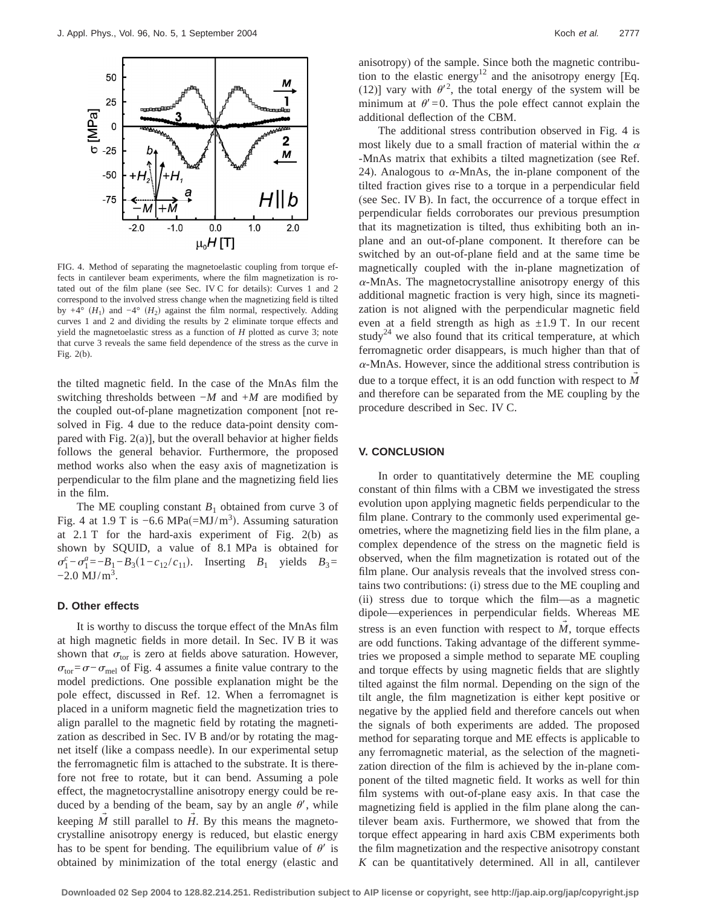FIG. 4. Method of separating the magnetoelastic coupling from torque effects in cantilever beam experiments, where the film magnetization is rotated out of the film plane (see Sec. IV C for details): Curves 1 and 2 correspond to the involved stress change when the magnetizing field is tilted by +4° ($H_1$) and −4° ($H_2$) against the film normal, respectively. Adding curves 1 and 2 and dividing the results by 2 eliminate torque effects and yield the magnetoelastic stress as a function of $H$ plotted as curve 3; note that curve 3 reveals the same field dependence of the stress as the curve in Fig. 2(b).

the tilted magnetic field. In the case of the MnAs film the switching thresholds between $-M$ and $+M$ are modified by the coupled out-of-plane magnetization component [not resolved in Fig. 4 due to the reduce data-point density compared with Fig. 2(a)], but the overall behavior at higher fields follows the general behavior. Furthermore, the proposed method works also when the easy axis of magnetization is perpendicular to the film plane and the magnetizing field lies in the film.

The ME coupling constant $B_1$ obtained from curve 3 of Fig. 4 at 1.9 T is $-6.6$ MPa$(=\mathrm{MJ/m^3})$. Assuming saturation at 2.1 T for the hard-axis experiment of Fig. 2(b) as shown by SQUID, a value of 8.1 MPa is obtained for $\sigma_1^c - \sigma_1^a = -B_1 - B_3(1 - c_{12}/c_{11})$. Inserting $B_1$ yields $B_3 = -2.0\ \mathrm{MJ/m^3}$.

### D. Other effects

It is worthy to discuss the torque effect of the MnAs film at high magnetic fields in more detail. In Sec. IV B it was shown that $\sigma_{\mathrm{tor}}$ is zero at fields above saturation. However, $\sigma_{\mathrm{tor}} = \sigma - \sigma_{\mathrm{mel}}$ of Fig. 4 assumes a finite value contrary to the model predictions. One possible explanation might be the pole effect, discussed in Ref. 12. When a ferromagnet is placed in a uniform magnetic field the magnetization tries to align parallel to the magnetic field by rotating the magnetization as described in Sec. IV B and/or by rotating the magnet itself (like a compass needle). In our experimental setup the ferromagnetic film is attached to the substrate. It is therefore not free to rotate, but it can bend. Assuming a pole effect, the magnetocrystalline anisotropy energy could be reduced by a bending of the beam, say by an angle $\theta'$, while keeping $\vec{M}$ still parallel to $\vec{H}$. By this means the magnetocrystalline anisotropy energy is reduced, but elastic energy has to be spent for bending. The equilibrium value of $\theta'$ is obtained by minimization of the total energy (elastic and anisotropy) of the sample. Since both the magnetic contribution to the elastic energy[12] and the anisotropy energy [Eq. (12)] vary with $\theta'^2$, the total energy of the system will be minimum at $\theta' = 0$. Thus the pole effect cannot explain the additional deflection of the CBM.

The additional stress contribution observed in Fig. 4 is most likely due to a small fraction of material within the $\alpha$-MnAs matrix that exhibits a tilted magnetization (see Ref. 24). Analogous to $\alpha$-MnAs, the in-plane component of the tilted fraction gives rise to a torque in a perpendicular field (see Sec. IV B). In fact, the occurrence of a torque effect in perpendicular fields corroborates our previous presumption that its magnetization is tilted, thus exhibiting both an in-plane and an out-of-plane component. It therefore can be switched by an out-of-plane field and at the same time be magnetically coupled with the in-plane magnetization of $\alpha$-MnAs. The magnetocrystalline anisotropy energy of this additional magnetic fraction is very high, since its magnetization is not aligned with the perpendicular magnetic field even at a field strength as high as $\pm 1.9$ T. In our recent study[24] we also found that its critical temperature, at which ferromagnetic order disappears, is much higher than that of $\alpha$-MnAs. However, since the additional stress contribution is due to a torque effect, it is an odd function with respect to $\vec{M}$ and therefore can be separated from the ME coupling by the procedure described in Sec. IV C.

## V. CONCLUSION

In order to quantitatively determine the ME coupling constant of thin films with a CBM we investigated the stress evolution upon applying magnetic fields perpendicular to the film plane. Contrary to the commonly used experimental geometries, where the magnetizing field lies in the film plane, a complex dependence of the stress on the magnetic field is observed, when the film magnetization is rotated out of the film plane. Our analysis reveals that the involved stress contains two contributions: (i) stress due to the ME coupling and (ii) stress due to torque which the film—as a magnetic dipole—experiences in perpendicular fields. Whereas ME stress is an even function with respect to $\vec{M}$, torque effects are odd functions. Taking advantage of the different symmetries we proposed a simple method to separate ME coupling and torque effects by using magnetic fields that are slightly tilted against the film normal. Depending on the sign of the tilt angle, the film magnetization is either kept positive or negative by the applied field and therefore cancels out when the signals of both experiments are added. The proposed method for separating torque and ME effects is applicable to any ferromagnetic material, as the selection of the magnetization direction of the film is achieved by the in-plane component of the tilted magnetic field. It works as well for thin film systems with out-of-plane easy axis. In that case the magnetizing field is applied in the film plane along the cantilever beam axis. Furthermore, we showed that from the torque effect appearing in hard axis CBM experiments both the film magnetization and the respective anisotropy constant $K$ can be quantitatively determined. All in all, cantilever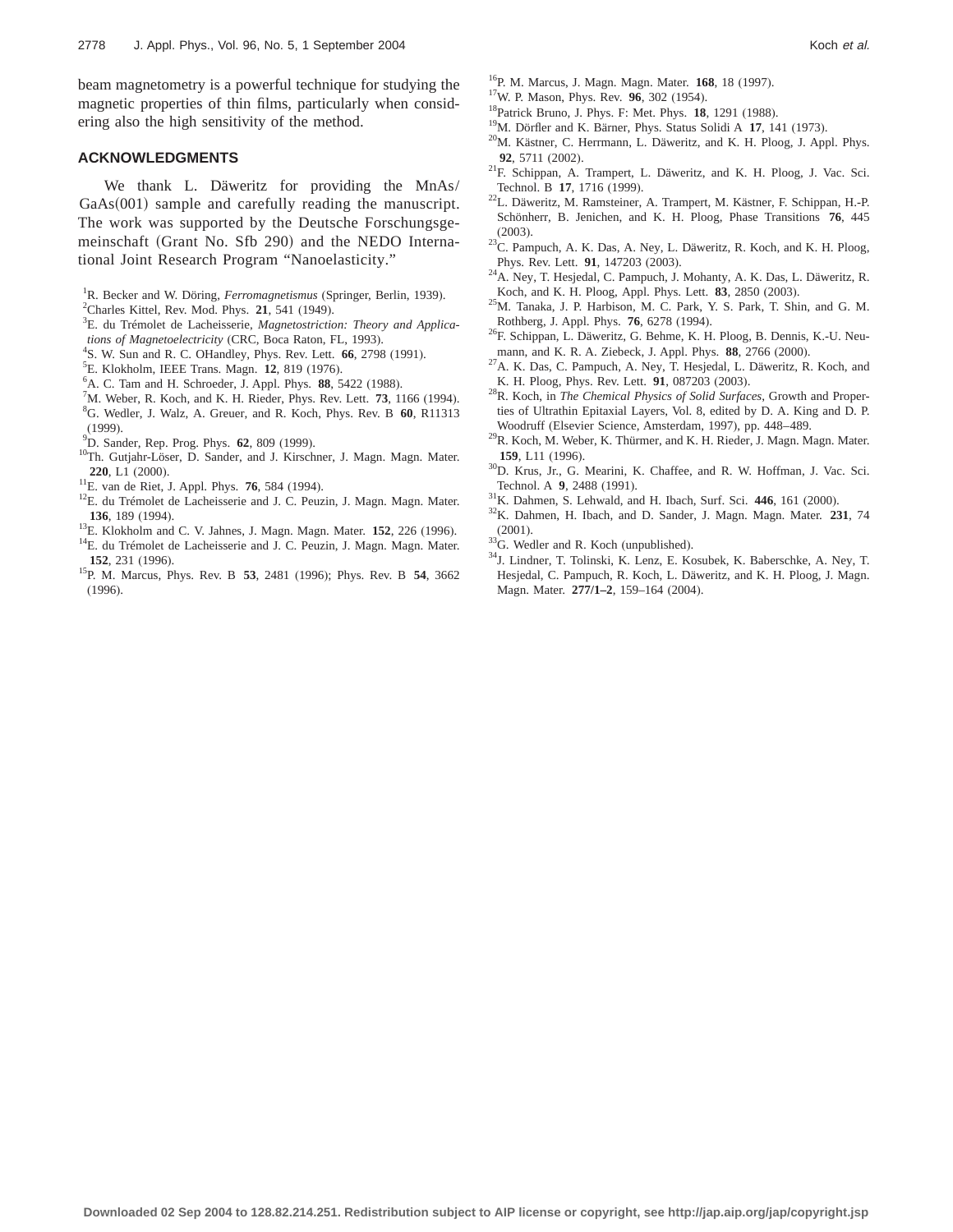beam magnetometry is a powerful technique for studying the magnetic properties of thin films, particularly when considering also the high sensitivity of the method.

## ACKNOWLEDGMENTS

We thank L. Däweritz for providing the MnAs/GaAs(001) sample and carefully reading the manuscript. The work was supported by the Deutsche Forschungsgemeinschaft (Grant No. Sfb 290) and the NEDO International Joint Research Program "Nanoelasticity."

[1] R. Becker and W. Döring, *Ferromagnetismus* (Springer, Berlin, 1939).
[2] Charles Kittel, Rev. Mod. Phys. **21**, 541 (1949).
[3] E. du Trémolet de Lacheisserie, *Magnetostriction: Theory and Applications of Magnetoelectricity* (CRC, Boca Raton, FL, 1993).
[4] S. W. Sun and R. C. OHandley, Phys. Rev. Lett. **66**, 2798 (1991).
[5] E. Klokholm, IEEE Trans. Magn. **12**, 819 (1976).
[6] A. C. Tam and H. Schroeder, J. Appl. Phys. **88**, 5422 (1988).
[7] M. Weber, R. Koch, and K. H. Rieder, Phys. Rev. Lett. **73**, 1166 (1994).
[8] G. Wedler, J. Walz, A. Greuer, and R. Koch, Phys. Rev. B **60**, R11313 (1999).
[9] D. Sander, Rep. Prog. Phys. **62**, 809 (1999).
[10] Th. Gutjahr-Löser, D. Sander, and J. Kirschner, J. Magn. Magn. Mater. **220**, L1 (2000).
[11] E. van de Riet, J. Appl. Phys. **76**, 584 (1994).
[12] E. du Trémolet de Lacheisserie and J. C. Peuzin, J. Magn. Magn. Mater. **136**, 189 (1994).
[13] E. Klokholm and C. V. Jahnes, J. Magn. Magn. Mater. **152**, 226 (1996).
[14] E. du Trémolet de Lacheisserie and J. C. Peuzin, J. Magn. Magn. Mater. **152**, 231 (1996).
[15] P. M. Marcus, Phys. Rev. B **53**, 2481 (1996); Phys. Rev. B **54**, 3662 (1996).
[16] P. M. Marcus, J. Magn. Magn. Mater. **168**, 18 (1997).
[17] W. P. Mason, Phys. Rev. **96**, 302 (1954).
[18] Patrick Bruno, J. Phys. F: Met. Phys. **18**, 1291 (1988).
[19] M. Dörfler and K. Bärner, Phys. Status Solidi A **17**, 141 (1973).
[20] M. Kästner, C. Herrmann, L. Däweritz, and K. H. Ploog, J. Appl. Phys. **92**, 5711 (2002).
[21] F. Schippan, A. Trampert, L. Däweritz, and K. H. Ploog, J. Vac. Sci. Technol. B **17**, 1716 (1999).
[22] L. Däweritz, M. Ramsteiner, A. Trampert, M. Kästner, F. Schippan, H.-P. Schönherr, B. Jenichen, and K. H. Ploog, Phase Transitions **76**, 445 (2003).
[23] C. Pampuch, A. K. Das, A. Ney, L. Däweritz, R. Koch, and K. H. Ploog, Phys. Rev. Lett. **91**, 147203 (2003).
[24] A. Ney, T. Hesjedal, C. Pampuch, J. Mohanty, A. K. Das, L. Däweritz, R. Koch, and K. H. Ploog, Appl. Phys. Lett. **83**, 2850 (2003).
[25] M. Tanaka, J. P. Harbison, M. C. Park, Y. S. Park, T. Shin, and G. M. Rothberg, J. Appl. Phys. **76**, 6278 (1994).
[26] F. Schippan, L. Däweritz, G. Behme, K. H. Ploog, B. Dennis, K.-U. Neumann, and K. R. A. Ziebeck, J. Appl. Phys. **88**, 2766 (2000).
[27] A. K. Das, C. Pampuch, A. Ney, T. Hesjedal, L. Däweritz, R. Koch, and K. H. Ploog, Phys. Rev. Lett. **91**, 087203 (2003).
[28] R. Koch, in *The Chemical Physics of Solid Surfaces*, Growth and Properties of Ultrathin Epitaxial Layers, Vol. 8, edited by D. A. King and D. P. Woodruff (Elsevier Science, Amsterdam, 1997), pp. 448–489.
[29] R. Koch, M. Weber, K. Thürmer, and K. H. Rieder, J. Magn. Magn. Mater. **159**, L11 (1996).
[30] D. Krus, Jr., G. Mearini, K. Chaffee, and R. W. Hoffman, J. Vac. Sci. Technol. A **9**, 2488 (1991).
[31] K. Dahmen, S. Lehwald, and H. Ibach, Surf. Sci. **446**, 161 (2000).
[32] K. Dahmen, H. Ibach, and D. Sander, J. Magn. Magn. Mater. **231**, 74 (2001).
[33] G. Wedler and R. Koch (unpublished).
[34] J. Lindner, T. Tolinski, K. Lenz, E. Kosubek, K. Baberschke, A. Ney, T. Hesjedal, C. Pampuch, R. Koch, L. Däweritz, and K. H. Ploog, J. Magn. Magn. Mater. **277/1–2**, 159–164 (2004).